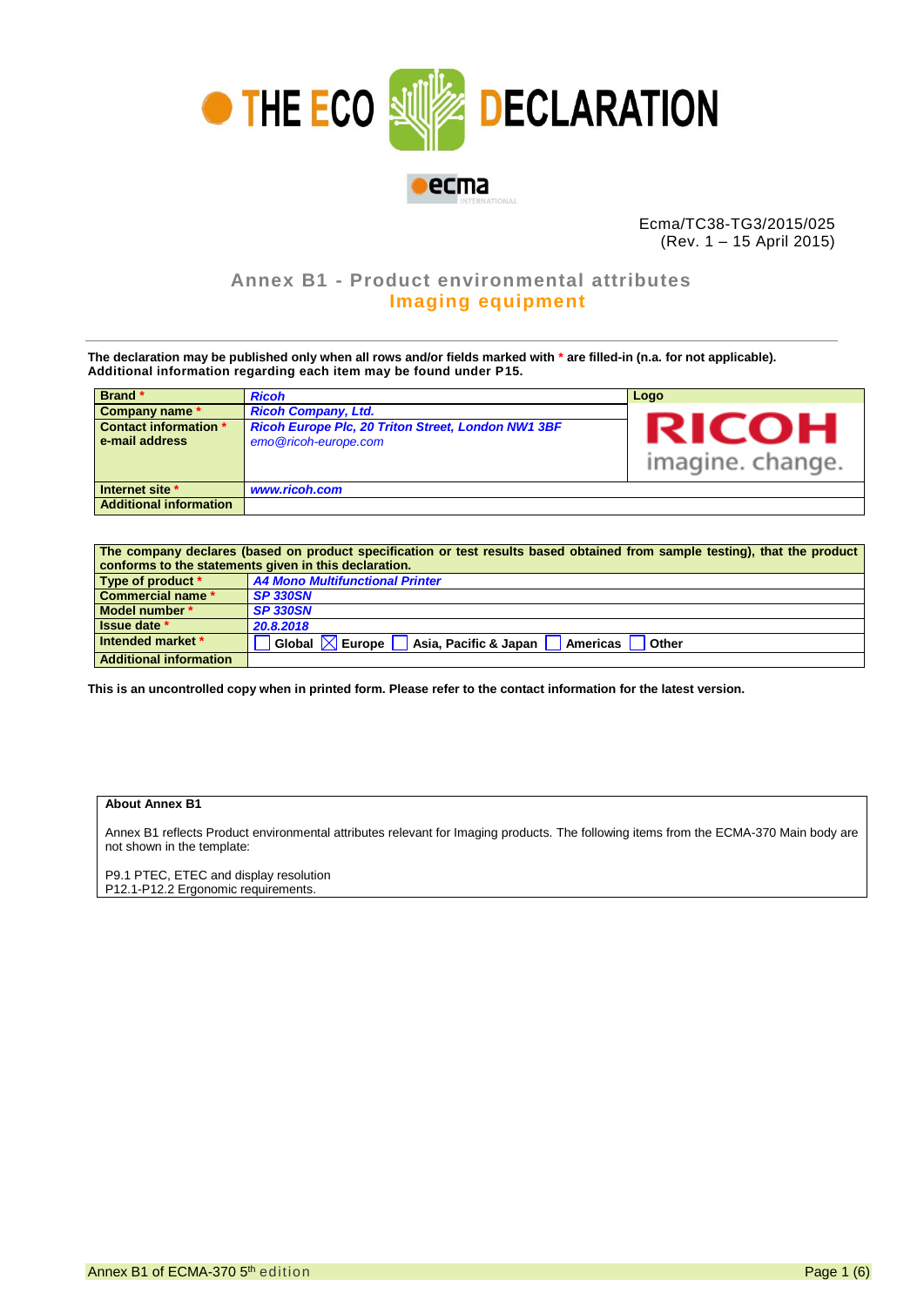# THE ECO DECLARATION

ecma INTERNATIONAL

Ecma/TC38-TG3/2015/025
(Rev. 1 – 15 April 2015)

## Annex B1 - Product environmental attributes
## Imaging equipment

**The declaration may be published only when all rows and/or fields marked with * are filled-in (n.a. for not applicable).**
**Additional information regarding each item may be found under P15.**

| Brand * | *Ricoh* | Logo |
|---|---|---|
| Company name * | *Ricoh Company, Ltd.* | RICOH imagine. change. |
| Contact information * e-mail address | *Ricoh Europe Plc, 20 Triton Street, London NW1 3BF* *emo@ricoh-europe.com* | |
| Internet site * | *www.ricoh.com* | |
| Additional information | | |

| The company declares (based on product specification or test results based obtained from sample testing), that the product conforms to the statements given in this declaration. | |
|---|---|
| Type of product * | *A4 Mono Multifunctional Printer* |
| Commercial name * | *SP 330SN* |
| Model number * | *SP 330SN* |
| Issue date * | *20.8.2018* |
| Intended market * | ☐ Global ☒ Europe ☐ Asia, Pacific & Japan ☐ Americas ☐ Other |
| Additional information | |

**This is an uncontrolled copy when in printed form. Please refer to the contact information for the latest version.**

**About Annex B1**

Annex B1 reflects Product environmental attributes relevant for Imaging products. The following items from the ECMA-370 Main body are not shown in the template:

P9.1 PTEC, ETEC and display resolution
P12.1-P12.2 Ergonomic requirements.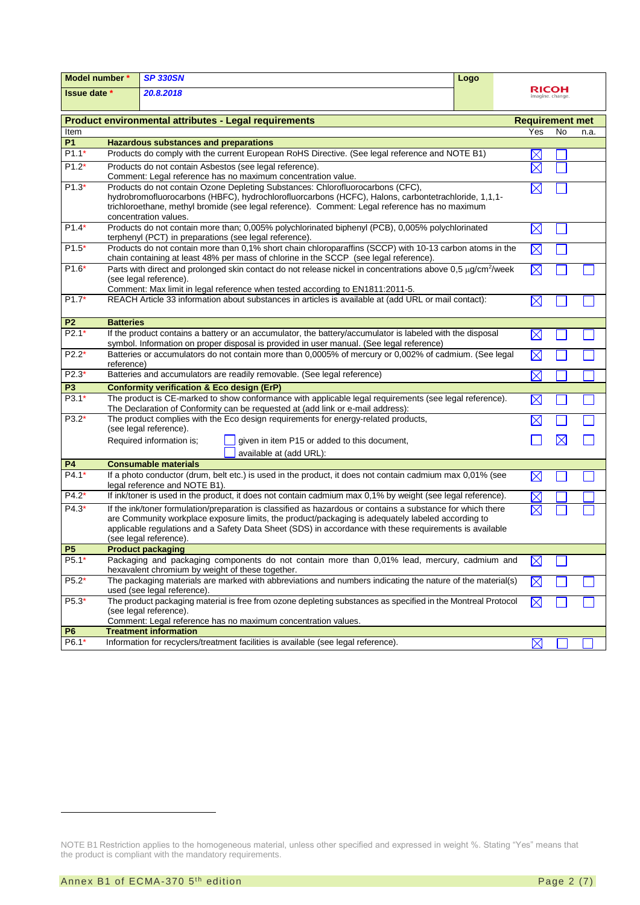| Model number * | *SP 330SN* | Logo | RICOH imagine. change. |
|---|---|---|---|
| Issue date * | *20.8.2018* | | |

| Product environmental attributes - Legal requirements | | Requirement met | | |
|---|---|---|---|---|
| Item | | Yes | No | n.a. |
| **P1** | **Hazardous substances and preparations** | | | |
| P1.1* | Products do comply with the current European RoHS Directive. (See legal reference and NOTE B1) | ☒ | ☐ | |
| P1.2* | Products do not contain Asbestos (see legal reference). Comment: Legal reference has no maximum concentration value. | ☒ | ☐ | |
| P1.3* | Products do not contain Ozone Depleting Substances: Chlorofluorocarbons (CFC), hydrobromofluorocarbons (HBFC), hydrochlorofluorcarbons (HCFC), Halons, carbontetrachloride, 1,1,1-trichloroethane, methyl bromide (see legal reference). Comment: Legal reference has no maximum concentration values. | ☒ | ☐ | |
| P1.4* | Products do not contain more than; 0,005% polychlorinated biphenyl (PCB), 0,005% polychlorinated terphenyl (PCT) in preparations (see legal reference). | ☒ | ☐ | |
| P1.5* | Products do not contain more than 0,1% short chain chloroparaffins (SCCP) with 10-13 carbon atoms in the chain containing at least 48% per mass of chlorine in the SCCP (see legal reference). | ☒ | ☐ | |
| P1.6* | Parts with direct and prolonged skin contact do not release nickel in concentrations above 0,5 $\mu g/cm^2$/week (see legal reference). Comment: Max limit in legal reference when tested according to EN1811:2011-5. | ☒ | ☐ | ☐ |
| P1.7* | REACH Article 33 information about substances in articles is available at (add URL or mail contact): | ☒ | ☐ | ☐ |
| **P2** | **Batteries** | | | |
| P2.1* | If the product contains a battery or an accumulator, the battery/accumulator is labeled with the disposal symbol. Information on proper disposal is provided in user manual. (See legal reference) | ☒ | ☐ | ☐ |
| P2.2* | Batteries or accumulators do not contain more than 0,0005% of mercury or 0,002% of cadmium. (See legal reference) | ☒ | ☐ | ☐ |
| P2.3* | Batteries and accumulators are readily removable. (See legal reference) | ☒ | ☐ | ☐ |
| **P3** | **Conformity verification & Eco design (ErP)** | | | |
| P3.1* | The product is CE-marked to show conformance with applicable legal requirements (see legal reference). The Declaration of Conformity can be requested at (add link or e-mail address): | ☒ | ☐ | ☐ |
| P3.2* | The product complies with the Eco design requirements for energy-related products, (see legal reference). | ☒ | ☐ | ☐ |
| | Required information is; ☐ given in item P15 or added to this document, ☐ available at (add URL): | ☐ | ☒ | ☐ |
| **P4** | **Consumable materials** | | | |
| P4.1* | If a photo conductor (drum, belt etc.) is used in the product, it does not contain cadmium max 0,01% (see legal reference and NOTE B1). | ☒ | ☐ | ☐ |
| P4.2* | If ink/toner is used in the product, it does not contain cadmium max 0,1% by weight (see legal reference). | ☒ | ☐ | ☐ |
| P4.3* | If the ink/toner formulation/preparation is classified as hazardous or contains a substance for which there are Community workplace exposure limits, the product/packaging is adequately labeled according to applicable regulations and a Safety Data Sheet (SDS) in accordance with these requirements is available (see legal reference). | ☒ | ☐ | ☐ |
| **P5** | **Product packaging** | | | |
| P5.1* | Packaging and packaging components do not contain more than 0,01% lead, mercury, cadmium and hexavalent chromium by weight of these together. | ☒ | ☐ | |
| P5.2* | The packaging materials are marked with abbreviations and numbers indicating the nature of the material(s) used (see legal reference). | ☒ | ☐ | ☐ |
| P5.3* | The product packaging material is free from ozone depleting substances as specified in the Montreal Protocol (see legal reference). Comment: Legal reference has no maximum concentration values. | ☒ | ☐ | ☐ |
| **P6** | **Treatment information** | | | |
| P6.1* | Information for recyclers/treatment facilities is available (see legal reference). | ☒ | ☐ | ☐ |

NOTE B1 Restriction applies to the homogeneous material, unless other specified and expressed in weight %. Stating "Yes" means that the product is compliant with the mandatory requirements.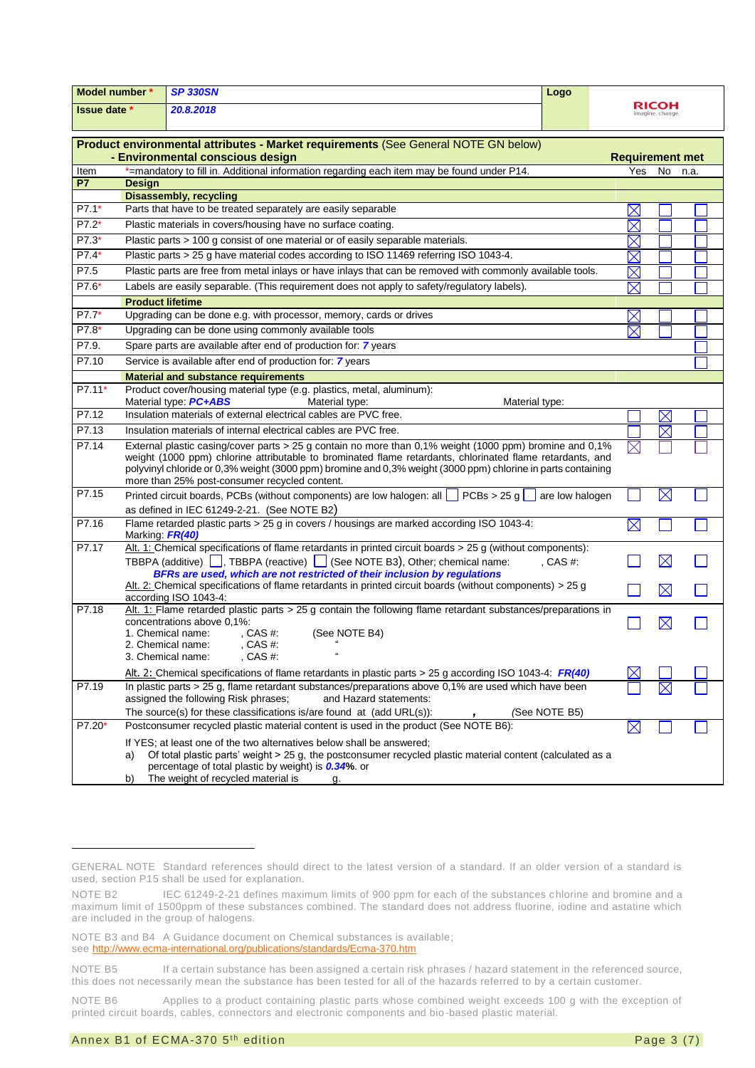| Model number * | SP 330SN | Logo |
|---|---|---|
| Issue date * | 20.8.2018 | RICOH imagine. change. |

| Item | Product environmental attributes - Market requirements (See General NOTE GN below) - Environmental conscious design | Yes | No | n.a. |
|---|---|---|---|---|
| | *=mandatory to fill in. Additional information regarding each item may be found under P14. | Yes | No | n.a. |
| **P7** | **Design** | | | |
| | **Disassembly, recycling** | | | |
| P7.1* | Parts that have to be treated separately are easily separable | ☒ | ☐ | ☐ |
| P7.2* | Plastic materials in covers/housing have no surface coating. | ☒ | ☐ | ☐ |
| P7.3* | Plastic parts > 100 g consist of one material or of easily separable materials. | ☒ | ☐ | ☐ |
| P7.4* | Plastic parts > 25 g have material codes according to ISO 11469 referring ISO 1043-4. | ☒ | ☐ | ☐ |
| P7.5 | Plastic parts are free from metal inlays or have inlays that can be removed with commonly available tools. | ☒ | ☐ | ☐ |
| P7.6* | Labels are easily separable. (This requirement does not apply to safety/regulatory labels). | ☒ | ☐ | ☐ |
| | **Product lifetime** | | | |
| P7.7* | Upgrading can be done e.g. with processor, memory, cards or drives | ☒ | ☐ | ☐ |
| P7.8* | Upgrading can be done using commonly available tools | ☒ | ☐ | ☐ |
| P7.9. | Spare parts are available after end of production for: ***7*** years | | | ☐ |
| P7.10 | Service is available after end of production for: ***7*** years | | | ☐ |
| | **Material and substance requirements** | | | |
| P7.11* | Product cover/housing material type (e.g. plastics, metal, aluminum): Material type: ***PC+ABS*** Material type: Material type: | | | |
| P7.12 | Insulation materials of external electrical cables are PVC free. | ☐ | ☒ | ☐ |
| P7.13 | Insulation materials of internal electrical cables are PVC free. | ☐ | ☒ | ☐ |
| P7.14 | External plastic casing/cover parts > 25 g contain no more than 0,1% weight (1000 ppm) bromine and 0,1% weight (1000 ppm) chlorine attributable to brominated flame retardants, chlorinated flame retardants, and polyvinyl chloride or 0,3% weight (3000 ppm) bromine and 0,3% weight (3000 ppm) chlorine in parts containing more than 25% post-consumer recycled content. | ☒ | ☐ | ☐ |
| P7.15 | Printed circuit boards, PCBs (without components) are low halogen: all ☐ PCBs > 25 g ☐ are low halogen as defined in IEC 61249-2-21. (See NOTE B2) | ☐ | ☒ | ☐ |
| P7.16 | Flame retarded plastic parts > 25 g in covers / housings are marked according ISO 1043-4: Marking: ***FR(40)*** | ☒ | ☐ | ☐ |
| P7.17 | Alt. 1: Chemical specifications of flame retardants in printed circuit boards > 25 g (without components): TBBPA (additive) ☐, TBBPA (reactive) ☐ (See NOTE B3), Other; chemical name: , CAS #: ***BFRs are used, which are not restricted of their inclusion by regulations*** | ☐ | ☒ | ☐ |
| | Alt. 2: Chemical specifications of flame retardants in printed circuit boards (without components) > 25 g according ISO 1043-4: | ☐ | ☒ | ☐ |
| P7.18 | Alt. 1: Flame retarded plastic parts > 25 g contain the following flame retardant substances/preparations in concentrations above 0,1%: 1. Chemical name: , CAS #: (See NOTE B4) 2. Chemical name: , CAS #: " 3. Chemical name: , CAS #: " | ☐ | ☒ | ☐ |
| | Alt. 2: Chemical specifications of flame retardants in plastic parts > 25 g according ISO 1043-4: ***FR(40)*** | ☒ | ☐ | ☐ |
| P7.19 | In plastic parts > 25 g, flame retardant substances/preparations above 0,1% are used which have been assigned the following Risk phrases; and Hazard statements: The source(s) for these classifications is/are found at (add URL(s)): , (See NOTE B5) | ☐ | ☒ | ☐ |
| P7.20* | Postconsumer recycled plastic material content is used in the product (See NOTE B6): If YES; at least one of the two alternatives below shall be answered; a) Of total plastic parts' weight > 25 g, the postconsumer recycled plastic material content (calculated as a percentage of total plastic by weight) is ***0.34***%. or b) The weight of recycled material is g. | ☒ | ☐ | ☐ |

GENERAL NOTE Standard references should direct to the latest version of a standard. If an older version of a standard is used, section P15 shall be used for explanation.

NOTE B2 IEC 61249-2-21 defines maximum limits of 900 ppm for each of the substances chlorine and bromine and a maximum limit of 1500ppm of these substances combined. The standard does not address fluorine, iodine and astatine which are included in the group of halogens.

NOTE B3 and B4 A Guidance document on Chemical substances is available; see http://www.ecma-international.org/publications/standards/Ecma-370.htm

NOTE B5 If a certain substance has been assigned a certain risk phrases / hazard statement in the referenced source, this does not necessarily mean the substance has been tested for all of the hazards referred to by a certain customer.

NOTE B6 Applies to a product containing plastic parts whose combined weight exceeds 100 g with the exception of printed circuit boards, cables, connectors and electronic components and bio-based plastic material.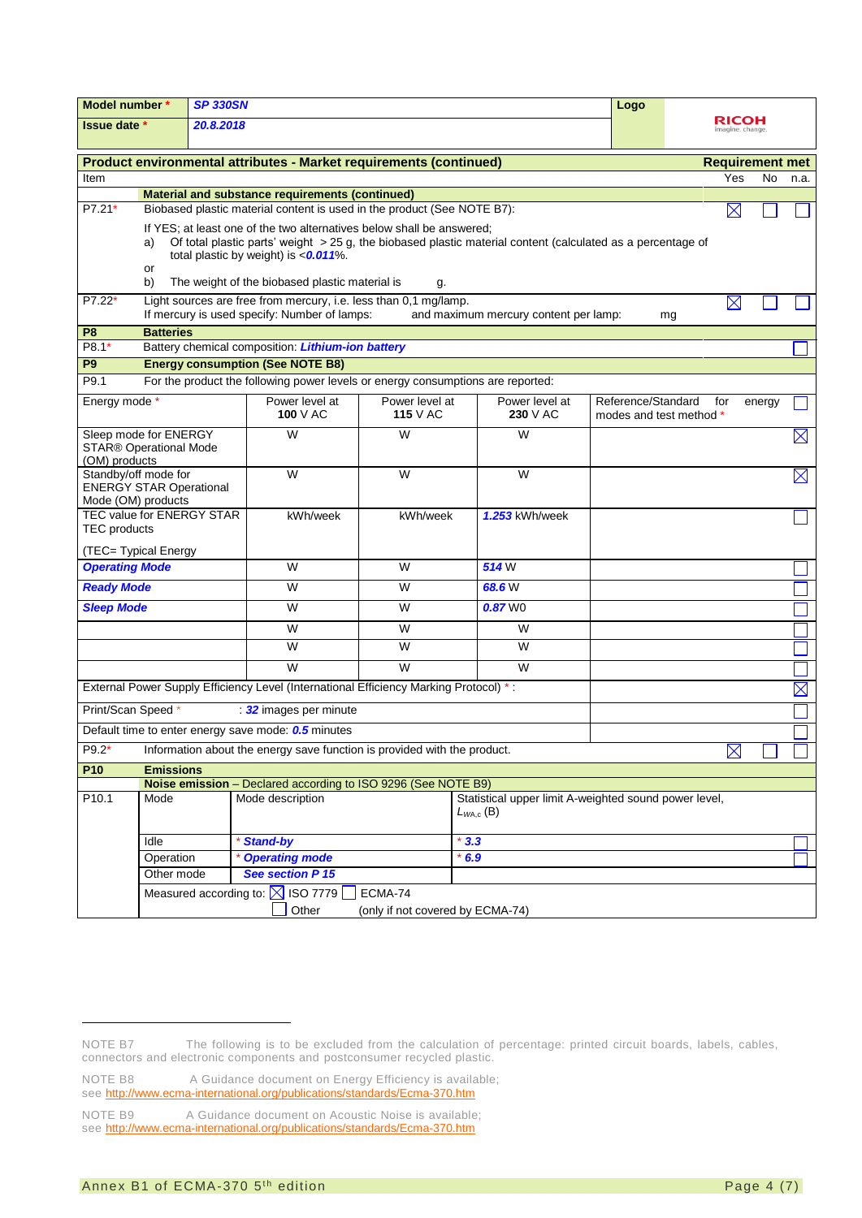| **Model number** * | ***SP 330SN*** | **Logo** | RICOH imagine. change. |
|---|---|---|---|
| **Issue date** * | ***20.8.2018*** | | |

| **Product environmental attributes - Market requirements (continued)** | | | | | **Requirement met** | | |
|---|---|---|---|---|---|---|---|
| Item | | | | | Yes | No | n.a. |
| | **Material and substance requirements (continued)** | | | | | | |
| P7.21* | Biobased plastic material content is used in the product (See NOTE B7):<br><br>If YES; at least one of the two alternatives below shall be answered;<br>a) Of total plastic parts' weight > 25 g, the biobased plastic material content (calculated as a percentage of total plastic by weight) is <***0.011***%.<br>or<br>b) The weight of the biobased plastic material is g. | | | | ☒ | ☐ | ☐ |
| P7.22* | Light sources are free from mercury, i.e. less than 0,1 mg/lamp.<br>If mercury is used specify: Number of lamps: and maximum mercury content per lamp: mg | | | | ☒ | ☐ | ☐ |
| **P8** | **Batteries** | | | | | | |
| P8.1* | Battery chemical composition: ***Lithium-ion battery*** | | | | | | ☐ |
| **P9** | **Energy consumption (See NOTE B8)** | | | | | | |
| P9.1 | For the product the following power levels or energy consumptions are reported: | | | | | | |

| Energy mode * | Power level at **100** V AC | Power level at **115** V AC | Power level at **230** V AC | Reference/Standard for energy modes and test method * | |
|---|---|---|---|---|---|
| Sleep mode for ENERGY STAR® Operational Mode (OM) products | W | W | W | | ☒ |
| Standby/off mode for ENERGY STAR Operational Mode (OM) products | W | W | W | | ☒ |
| TEC value for ENERGY STAR TEC products<br><br>(TEC= Typical Energy | kWh/week | kWh/week | ***1.253*** kWh/week | | ☐ |
| ***Operating Mode*** | W | W | ***514*** W | | ☐ |
| ***Ready Mode*** | W | W | ***68.6*** W | | ☐ |
| ***Sleep Mode*** | W | W | ***0.87*** W0 | | ☐ |
| | W | W | W | | ☐ |
| | W | W | W | | ☐ |
| | W | W | W | | ☐ |
| External Power Supply Efficiency Level (International Efficiency Marking Protocol) * : | | | | | ☒ |
| Print/Scan Speed * : ***32*** images per minute | | | | | ☐ |
| Default time to enter energy save mode: ***0.5*** minutes | | | | | ☐ |

| P9.2* | Information about the energy save function is provided with the product. | Yes ☒ | No ☐ | n.a. ☐ |
|---|---|---|---|---|
| **P10** | **Emissions** | | | |
| | **Noise emission** – Declared according to ISO 9296 (See NOTE B9) | | | |

| P10.1 | Mode | Mode description | Statistical upper limit A-weighted sound power level, $L_{WA,c}$ (B) | |
|---|---|---|---|---|
| | Idle | * ***Stand-by*** | * ***3.3*** | ☐ |
| | Operation | * ***Operating mode*** | * ***6.9*** | ☐ |
| | Other mode | ***See section P 15*** | | |
| | Measured according to: ☒ ISO 7779 ☐ ECMA-74<br>☐ Other (only if not covered by ECMA-74) | | | |

NOTE B7 The following is to be excluded from the calculation of percentage: printed circuit boards, labels, cables, connectors and electronic components and postconsumer recycled plastic.

NOTE B8 A Guidance document on Energy Efficiency is available;
see http://www.ecma-international.org/publications/standards/Ecma-370.htm

NOTE B9 A Guidance document on Acoustic Noise is available;
see http://www.ecma-international.org/publications/standards/Ecma-370.htm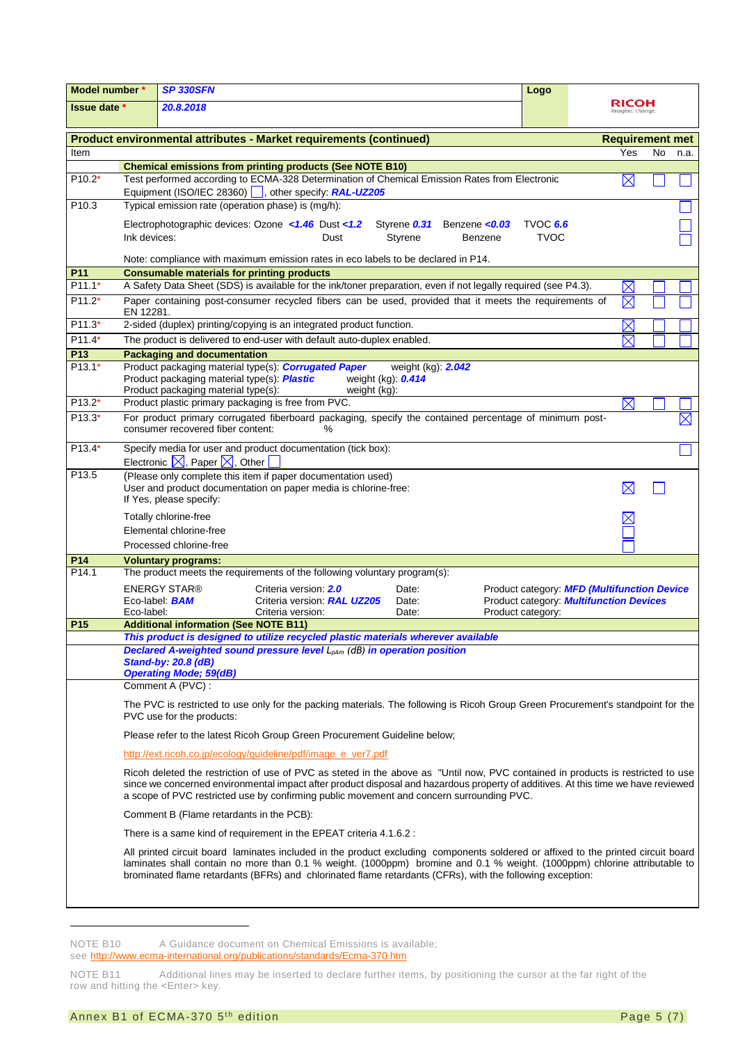| **Model number \*** | ***SP 330SFN*** | **Logo** | RICOH imagine. change. |
|---|---|---|---|
| **Issue date \*** | ***20.8.2018*** | | |

| **Product environmental attributes - Market requirements (continued)** | | **Requirement met** | | |
|---|---|---|---|---|
| Item | | Yes | No | n.a. |
| | **Chemical emissions from printing products (See NOTE B10)** | | | |
| P10.2\* | Test performed according to ECMA-328 Determination of Chemical Emission Rates from Electronic Equipment (ISO/IEC 28360) ☐, other specify: ***RAL-UZ205*** | ☒ | ☐ | ☐ |
| P10.3 | Typical emission rate (operation phase) is (mg/h): | | | ☐ |
| | Electrophotographic devices: Ozone ***<1.46*** Dust ***<1.2*** Styrene ***0.31*** Benzene ***<0.03*** TVOC ***6.6*** | | | ☐ |
| | Ink devices: Dust Styrene Benzene TVOC | | | ☐ |
| | Note: compliance with maximum emission rates in eco labels to be declared in P14. | | | |
| **P11** | **Consumable materials for printing products** | | | |
| P11.1\* | A Safety Data Sheet (SDS) is available for the ink/toner preparation, even if not legally required (see P4.3). | ☒ | ☐ | ☐ |
| P11.2\* | Paper containing post-consumer recycled fibers can be used, provided that it meets the requirements of EN 12281. | ☒ | ☐ | ☐ |
| P11.3\* | 2-sided (duplex) printing/copying is an integrated product function. | ☒ | ☐ | ☐ |
| P11.4\* | The product is delivered to end-user with default auto-duplex enabled. | ☒ | ☐ | ☐ |
| **P13** | **Packaging and documentation** | | | |
| P13.1\* | Product packaging material type(s): ***Corrugated Paper*** weight (kg): ***2.042*** <br> Product packaging material type(s): ***Plastic*** weight (kg): ***0.414*** <br> Product packaging material type(s): weight (kg): | | | |
| P13.2\* | Product plastic primary packaging is free from PVC. | ☒ | ☐ | ☐ |
| P13.3\* | For product primary corrugated fiberboard packaging, specify the contained percentage of minimum post-consumer recovered fiber content: % | | | ☒ |
| P13.4\* | Specify media for user and product documentation (tick box): <br> Electronic ☒, Paper ☒, Other ☐ | | | ☐ |
| P13.5 | (Please only complete this item if paper documentation used) <br> User and product documentation on paper media is chlorine-free: <br> If Yes, please specify: | ☒ | ☐ | |
| | Totally chlorine-free | ☒ | | |
| | Elemental chlorine-free | ☐ | | |
| | Processed chlorine-free | ☐ | | |
| **P14** | **Voluntary programs:** | | | |
| P14.1 | The product meets the requirements of the following voluntary program(s): | | | |
| | ENERGY STAR® Criteria version: ***2.0*** Date: Product category: ***MFD (Multifunction Device*** <br> Eco-label: ***BAM*** Criteria version: ***RAL UZ205*** Date: Product category: ***Multifunction Devices*** <br> Eco-label: Criteria version: Date: Product category: | | | |
| **P15** | **Additional information (See NOTE B11)** | | | |
| | ***This product is designed to utilize recycled plastic materials wherever available*** | | | |
| | ***Declared A-weighted sound pressure level $L_{pAm}$ (dB) in operation position*** <br> ***Stand-by: 20.8 (dB)*** <br> ***Operating Mode; 59(dB)*** | | | |

Comment A (PVC) :

The PVC is restricted to use only for the packing materials. The following is Ricoh Group Green Procurement's standpoint for the PVC use for the products:

Please refer to the latest Ricoh Group Green Procurement Guideline below;

http://ext.ricoh.co.jp/ecology/guideline/pdf/image_e_ver7.pdf

Ricoh deleted the restriction of use of PVC as steted in the above as "Until now, PVC contained in products is restricted to use since we concerned environmental impact after product disposal and hazardous property of additives. At this time we have reviewed a scope of PVC restricted use by confirming public movement and concern surrounding PVC.

Comment B (Flame retardants in the PCB):

There is a same kind of requirement in the EPEAT criteria 4.1.6.2 :

All printed circuit board laminates included in the product excluding components soldered or affixed to the printed circuit board laminates shall contain no more than 0.1 % weight. (1000ppm) bromine and 0.1 % weight. (1000ppm) chlorine attributable to brominated flame retardants (BFRs) and chlorinated flame retardants (CFRs), with the following exception:

---

NOTE B10 A Guidance document on Chemical Emissions is available; see http://www.ecma-international.org/publications/standards/Ecma-370.htm

NOTE B11 Additional lines may be inserted to declare further items, by positioning the cursor at the far right of the row and hitting the <Enter> key.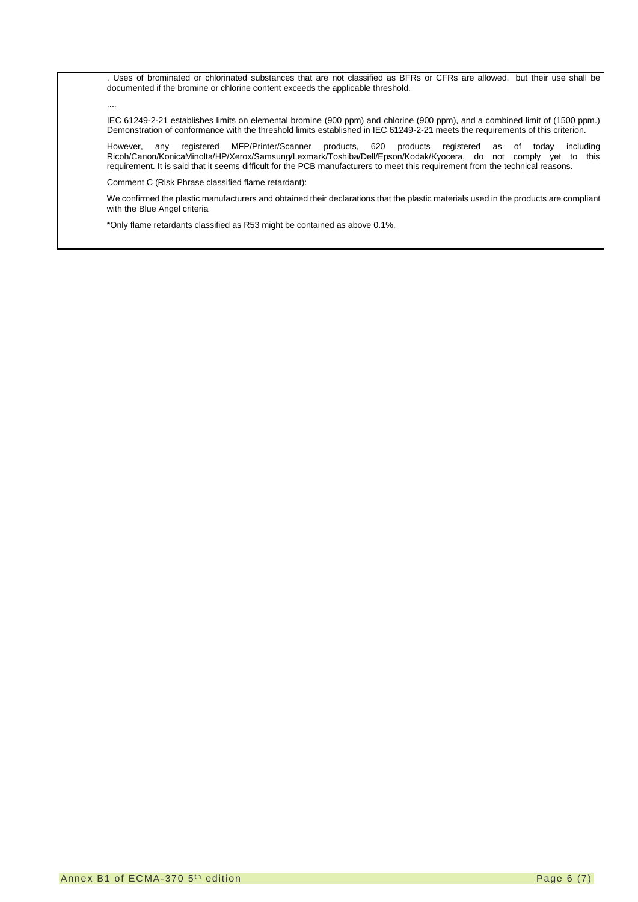. Uses of brominated or chlorinated substances that are not classified as BFRs or CFRs are allowed, but their use shall be documented if the bromine or chlorine content exceeds the applicable threshold.

....

IEC 61249-2-21 establishes limits on elemental bromine (900 ppm) and chlorine (900 ppm), and a combined limit of (1500 ppm.) Demonstration of conformance with the threshold limits established in IEC 61249-2-21 meets the requirements of this criterion.

However, any registered MFP/Printer/Scanner products, 620 products registered as of today including Ricoh/Canon/KonicaMinolta/HP/Xerox/Samsung/Lexmark/Toshiba/Dell/Epson/Kodak/Kyocera, do not comply yet to this requirement. It is said that it seems difficult for the PCB manufacturers to meet this requirement from the technical reasons.

Comment C (Risk Phrase classified flame retardant):

We confirmed the plastic manufacturers and obtained their declarations that the plastic materials used in the products are compliant with the Blue Angel criteria

*Only flame retardants classified as R53 might be contained as above 0.1%.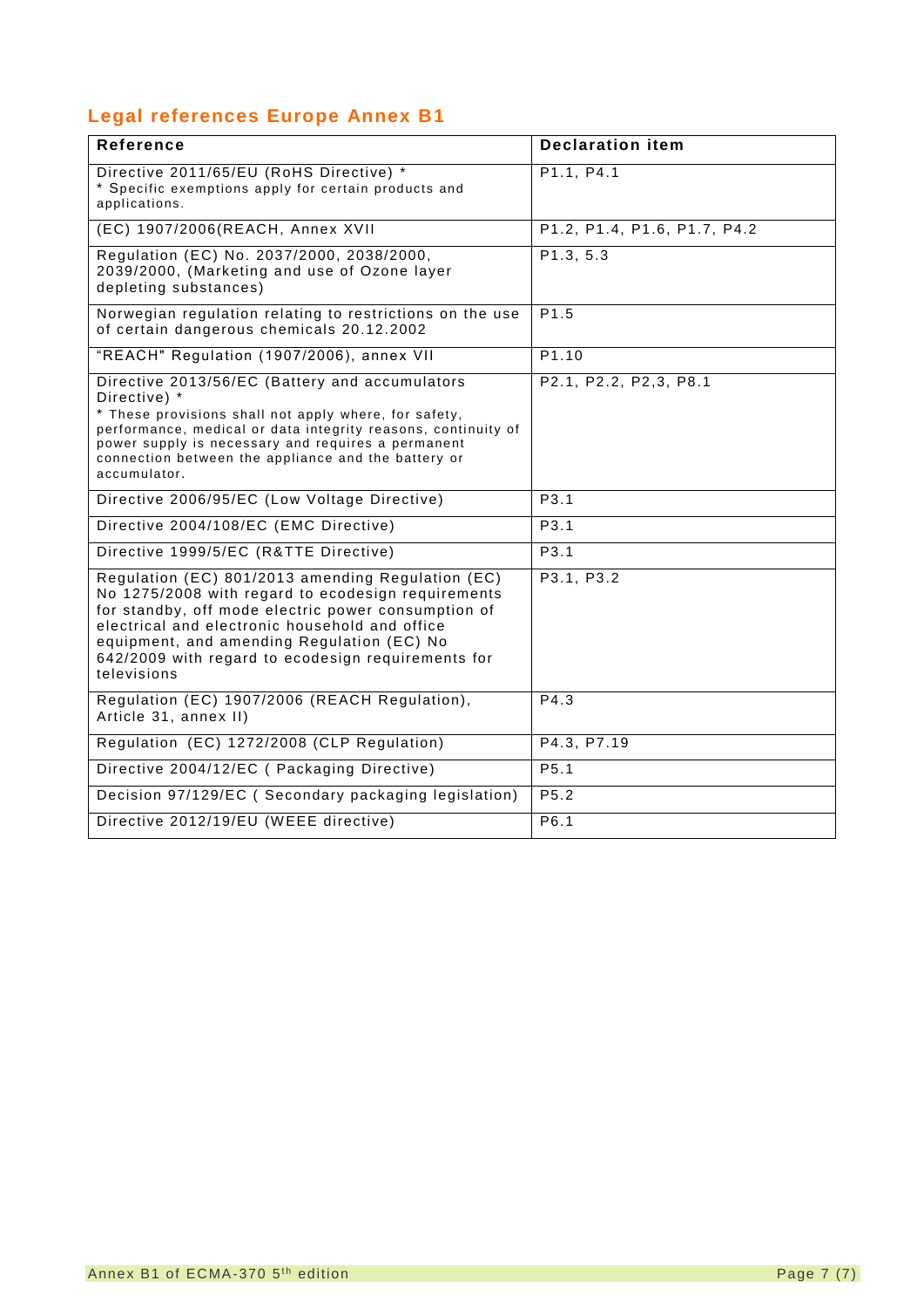## Legal references Europe Annex B1

| Reference | Declaration item |
|---|---|
| Directive 2011/65/EU (RoHS Directive) * <br>* Specific exemptions apply for certain products and applications. | P1.1, P4.1 |
| (EC) 1907/2006(REACH, Annex XVII | P1.2, P1.4, P1.6, P1.7, P4.2 |
| Regulation (EC) No. 2037/2000, 2038/2000, 2039/2000, (Marketing and use of Ozone layer depleting substances) | P1.3, 5.3 |
| Norwegian regulation relating to restrictions on the use of certain dangerous chemicals 20.12.2002 | P1.5 |
| "REACH" Regulation (1907/2006), annex VII | P1.10 |
| Directive 2013/56/EC (Battery and accumulators Directive) * <br>* These provisions shall not apply where, for safety, performance, medical or data integrity reasons, continuity of power supply is necessary and requires a permanent connection between the appliance and the battery or accumulator. | P2.1, P2.2, P2,3, P8.1 |
| Directive 2006/95/EC (Low Voltage Directive) | P3.1 |
| Directive 2004/108/EC (EMC Directive) | P3.1 |
| Directive 1999/5/EC (R&TTE Directive) | P3.1 |
| Regulation (EC) 801/2013 amending Regulation (EC) No 1275/2008 with regard to ecodesign requirements for standby, off mode electric power consumption of electrical and electronic household and office equipment, and amending Regulation (EC) No 642/2009 with regard to ecodesign requirements for televisions | P3.1, P3.2 |
| Regulation (EC) 1907/2006 (REACH Regulation), Article 31, annex II) | P4.3 |
| Regulation (EC) 1272/2008 (CLP Regulation) | P4.3, P7.19 |
| Directive 2004/12/EC ( Packaging Directive) | P5.1 |
| Decision 97/129/EC ( Secondary packaging legislation) | P5.2 |
| Directive 2012/19/EU (WEEE directive) | P6.1 |